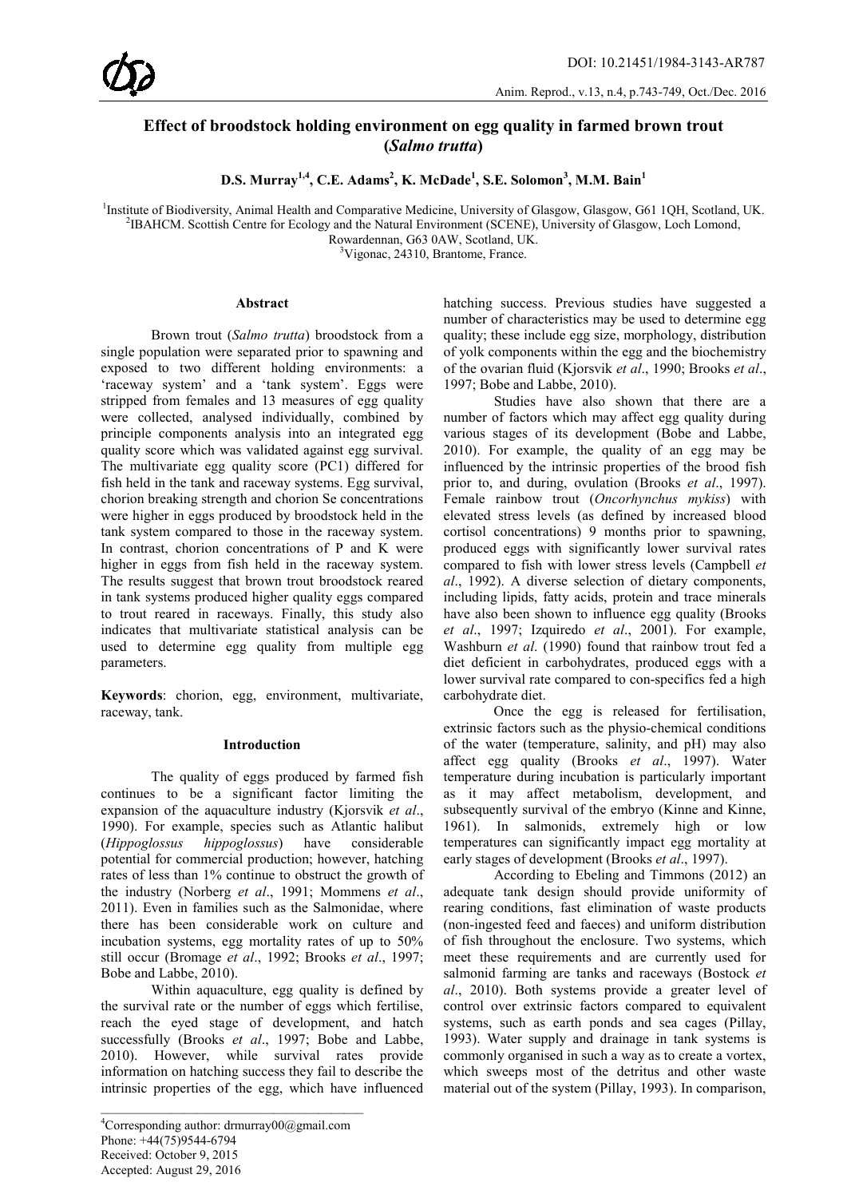# Effect of broodstock holding environment on egg quality in farmed brown trout (*Salmo trutta*)

**D.S. Murray[1,4], C.E. Adams[2], K. McDade[1], S.E. Solomon[3], M.M. Bain[1]**

[1]Institute of Biodiversity, Animal Health and Comparative Medicine, University of Glasgow, Glasgow, G61 1QH, Scotland, UK.
[2]IBAHCM. Scottish Centre for Ecology and the Natural Environment (SCENE), University of Glasgow, Loch Lomond, Rowardennan, G63 0AW, Scotland, UK.
[3]Vigonac, 24310, Brantome, France.

### Abstract

Brown trout (*Salmo trutta*) broodstock from a single population were separated prior to spawning and exposed to two different holding environments: a 'raceway system' and a 'tank system'. Eggs were stripped from females and 13 measures of egg quality were collected, analysed individually, combined by principle components analysis into an integrated egg quality score which was validated against egg survival. The multivariate egg quality score (PC1) differed for fish held in the tank and raceway systems. Egg survival, chorion breaking strength and chorion Se concentrations were higher in eggs produced by broodstock held in the tank system compared to those in the raceway system. In contrast, chorion concentrations of P and K were higher in eggs from fish held in the raceway system. The results suggest that brown trout broodstock reared in tank systems produced higher quality eggs compared to trout reared in raceways. Finally, this study also indicates that multivariate statistical analysis can be used to determine egg quality from multiple egg parameters.

**Keywords**: chorion, egg, environment, multivariate, raceway, tank.

## Introduction

The quality of eggs produced by farmed fish continues to be a significant factor limiting the expansion of the aquaculture industry (Kjorsvik *et al*., 1990). For example, species such as Atlantic halibut (*Hippoglossus hippoglossus*) have considerable potential for commercial production; however, hatching rates of less than 1% continue to obstruct the growth of the industry (Norberg *et al*., 1991; Mommens *et al*., 2011). Even in families such as the Salmonidae, where there has been considerable work on culture and incubation systems, egg mortality rates of up to 50% still occur (Bromage *et al*., 1992; Brooks *et al*., 1997; Bobe and Labbe, 2010).

Within aquaculture, egg quality is defined by the survival rate or the number of eggs which fertilise, reach the eyed stage of development, and hatch successfully (Brooks *et al*., 1997; Bobe and Labbe, 2010). However, while survival rates provide information on hatching success they fail to describe the intrinsic properties of the egg, which have influenced hatching success. Previous studies have suggested a number of characteristics may be used to determine egg quality; these include egg size, morphology, distribution of yolk components within the egg and the biochemistry of the ovarian fluid (Kjorsvik *et al*., 1990; Brooks *et al*., 1997; Bobe and Labbe, 2010).

Studies have also shown that there are a number of factors which may affect egg quality during various stages of its development (Bobe and Labbe, 2010). For example, the quality of an egg may be influenced by the intrinsic properties of the brood fish prior to, and during, ovulation (Brooks *et al*., 1997). Female rainbow trout (*Oncorhynchus mykiss*) with elevated stress levels (as defined by increased blood cortisol concentrations) 9 months prior to spawning, produced eggs with significantly lower survival rates compared to fish with lower stress levels (Campbell *et al*., 1992). A diverse selection of dietary components, including lipids, fatty acids, protein and trace minerals have also been shown to influence egg quality (Brooks *et al*., 1997; Izquiredo *et al*., 2001). For example, Washburn *et al*. (1990) found that rainbow trout fed a diet deficient in carbohydrates, produced eggs with a lower survival rate compared to con-specifics fed a high carbohydrate diet.

Once the egg is released for fertilisation, extrinsic factors such as the physio-chemical conditions of the water (temperature, salinity, and pH) may also affect egg quality (Brooks *et al*., 1997). Water temperature during incubation is particularly important as it may affect metabolism, development, and subsequently survival of the embryo (Kinne and Kinne, 1961). In salmonids, extremely high or low temperatures can significantly impact egg mortality at early stages of development (Brooks *et al*., 1997).

According to Ebeling and Timmons (2012) an adequate tank design should provide uniformity of rearing conditions, fast elimination of waste products (non-ingested feed and faeces) and uniform distribution of fish throughout the enclosure. Two systems, which meet these requirements and are currently used for salmonid farming are tanks and raceways (Bostock *et al*., 2010). Both systems provide a greater level of control over extrinsic factors compared to equivalent systems, such as earth ponds and sea cages (Pillay, 1993). Water supply and drainage in tank systems is commonly organised in such a way as to create a vortex, which sweeps most of the detritus and other waste material out of the system (Pillay, 1993). In comparison,

[4]Corresponding author: drmurray00@gmail.com
Phone: +44(75)9544-6794
Received: October 9, 2015
Accepted: August 29, 2016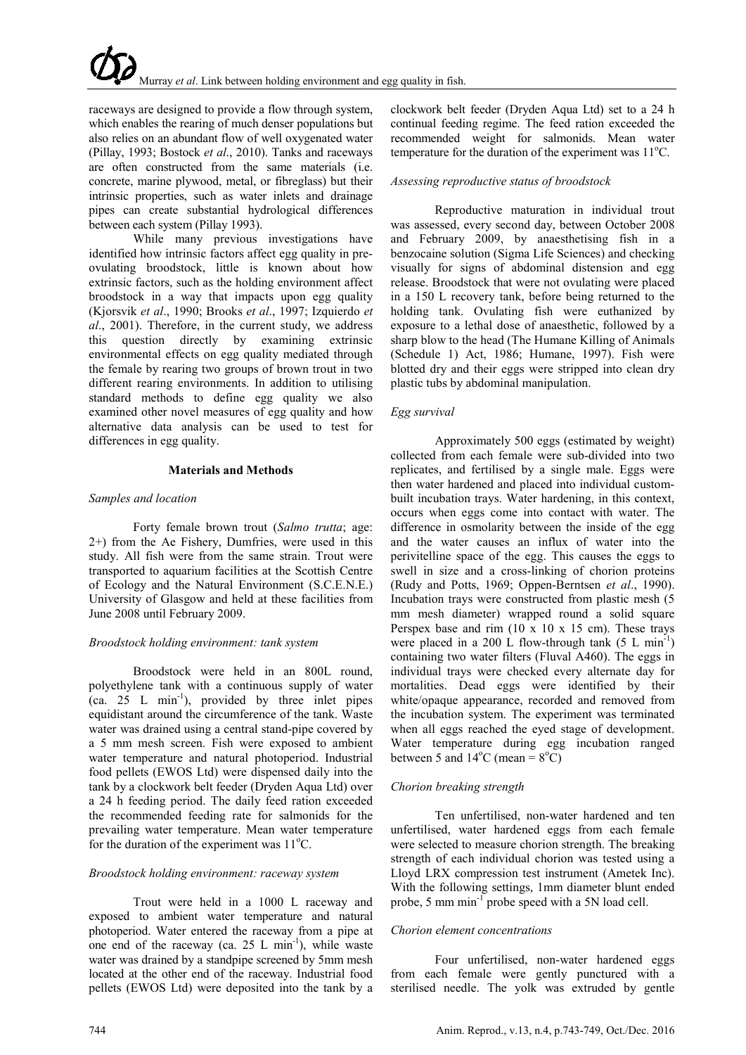raceways are designed to provide a flow through system, which enables the rearing of much denser populations but also relies on an abundant flow of well oxygenated water (Pillay, 1993; Bostock *et al*., 2010). Tanks and raceways are often constructed from the same materials (i.e. concrete, marine plywood, metal, or fibreglass) but their intrinsic properties, such as water inlets and drainage pipes can create substantial hydrological differences between each system (Pillay 1993).

While many previous investigations have identified how intrinsic factors affect egg quality in pre-ovulating broodstock, little is known about how extrinsic factors, such as the holding environment affect broodstock in a way that impacts upon egg quality (Kjorsvik *et al*., 1990; Brooks *et al*., 1997; Izquierdo *et al*., 2001). Therefore, in the current study, we address this question directly by examining extrinsic environmental effects on egg quality mediated through the female by rearing two groups of brown trout in two different rearing environments. In addition to utilising standard methods to define egg quality we also examined other novel measures of egg quality and how alternative data analysis can be used to test for differences in egg quality.

## Materials and Methods

### *Samples and location*

Forty female brown trout (*Salmo trutta*; age: 2+) from the Ae Fishery, Dumfries, were used in this study. All fish were from the same strain. Trout were transported to aquarium facilities at the Scottish Centre of Ecology and the Natural Environment (S.C.E.N.E.) University of Glasgow and held at these facilities from June 2008 until February 2009.

### *Broodstock holding environment: tank system*

Broodstock were held in an 800L round, polyethylene tank with a continuous supply of water (ca. 25 L min$^{-1}$), provided by three inlet pipes equidistant around the circumference of the tank. Waste water was drained using a central stand-pipe covered by a 5 mm mesh screen. Fish were exposed to ambient water temperature and natural photoperiod. Industrial food pellets (EWOS Ltd) were dispensed daily into the tank by a clockwork belt feeder (Dryden Aqua Ltd) over a 24 h feeding period. The daily feed ration exceeded the recommended feeding rate for salmonids for the prevailing water temperature. Mean water temperature for the duration of the experiment was 11$^{o}$C.

### *Broodstock holding environment: raceway system*

Trout were held in a 1000 L raceway and exposed to ambient water temperature and natural photoperiod. Water entered the raceway from a pipe at one end of the raceway (ca. 25 L min$^{-1}$), while waste water was drained by a standpipe screened by 5mm mesh located at the other end of the raceway. Industrial food pellets (EWOS Ltd) were deposited into the tank by a clockwork belt feeder (Dryden Aqua Ltd) set to a 24 h continual feeding regime. The feed ration exceeded the recommended weight for salmonids. Mean water temperature for the duration of the experiment was 11$^{o}$C.

### *Assessing reproductive status of broodstock*

Reproductive maturation in individual trout was assessed, every second day, between October 2008 and February 2009, by anaesthetising fish in a benzocaine solution (Sigma Life Sciences) and checking visually for signs of abdominal distension and egg release. Broodstock that were not ovulating were placed in a 150 L recovery tank, before being returned to the holding tank. Ovulating fish were euthanized by exposure to a lethal dose of anaesthetic, followed by a sharp blow to the head (The Humane Killing of Animals (Schedule 1) Act, 1986; Humane, 1997). Fish were blotted dry and their eggs were stripped into clean dry plastic tubs by abdominal manipulation.

### *Egg survival*

Approximately 500 eggs (estimated by weight) collected from each female were sub-divided into two replicates, and fertilised by a single male. Eggs were then water hardened and placed into individual custom-built incubation trays. Water hardening, in this context, occurs when eggs come into contact with water. The difference in osmolarity between the inside of the egg and the water causes an influx of water into the perivitelline space of the egg. This causes the eggs to swell in size and a cross-linking of chorion proteins (Rudy and Potts, 1969; Oppen-Berntsen *et al*., 1990). Incubation trays were constructed from plastic mesh (5 mm mesh diameter) wrapped round a solid square Perspex base and rim (10 x 10 x 15 cm). These trays were placed in a 200 L flow-through tank (5 L min$^{-1}$) containing two water filters (Fluval A460). The eggs in individual trays were checked every alternate day for mortalities. Dead eggs were identified by their white/opaque appearance, recorded and removed from the incubation system. The experiment was terminated when all eggs reached the eyed stage of development. Water temperature during egg incubation ranged between 5 and 14$^{o}$C (mean = 8$^{o}$C)

### *Chorion breaking strength*

Ten unfertilised, non-water hardened and ten unfertilised, water hardened eggs from each female were selected to measure chorion strength. The breaking strength of each individual chorion was tested using a Lloyd LRX compression test instrument (Ametek Inc). With the following settings, 1mm diameter blunt ended probe, 5 mm min$^{-1}$ probe speed with a 5N load cell.

### *Chorion element concentrations*

Four unfertilised, non-water hardened eggs from each female were gently punctured with a sterilised needle. The yolk was extruded by gentle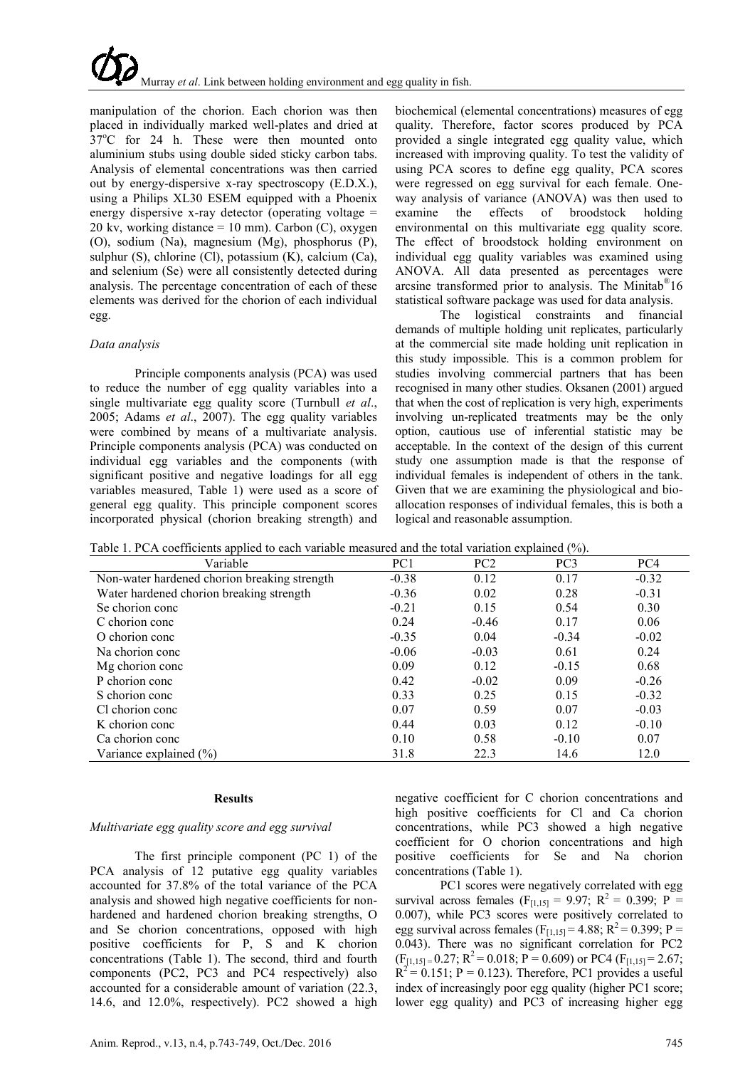manipulation of the chorion. Each chorion was then placed in individually marked well-plates and dried at 37°C for 24 h. These were then mounted onto aluminium stubs using double sided sticky carbon tabs. Analysis of elemental concentrations was then carried out by energy-dispersive x-ray spectroscopy (E.D.X.), using a Philips XL30 ESEM equipped with a Phoenix energy dispersive x-ray detector (operating voltage = 20 kv, working distance = 10 mm). Carbon (C), oxygen (O), sodium (Na), magnesium (Mg), phosphorus (P), sulphur (S), chlorine (Cl), potassium (K), calcium (Ca), and selenium (Se) were all consistently detected during analysis. The percentage concentration of each of these elements was derived for the chorion of each individual egg.

*Data analysis*

Principle components analysis (PCA) was used to reduce the number of egg quality variables into a single multivariate egg quality score (Turnbull *et al*., 2005; Adams *et al*., 2007). The egg quality variables were combined by means of a multivariate analysis. Principle components analysis (PCA) was conducted on individual egg variables and the components (with significant positive and negative loadings for all egg variables measured, Table 1) were used as a score of general egg quality. This principle component scores incorporated physical (chorion breaking strength) and biochemical (elemental concentrations) measures of egg quality. Therefore, factor scores produced by PCA provided a single integrated egg quality value, which increased with improving quality. To test the validity of using PCA scores to define egg quality, PCA scores were regressed on egg survival for each female. One-way analysis of variance (ANOVA) was then used to examine the effects of broodstock holding environmental on this multivariate egg quality score. The effect of broodstock holding environment on individual egg quality variables was examined using ANOVA. All data presented as percentages were arcsine transformed prior to analysis. The Minitab® 16 statistical software package was used for data analysis.

The logistical constraints and financial demands of multiple holding unit replicates, particularly at the commercial site made holding unit replication in this study impossible. This is a common problem for studies involving commercial partners that has been recognised in many other studies. Oksanen (2001) argued that when the cost of replication is very high, experiments involving un-replicated treatments may be the only option, cautious use of inferential statistic may be acceptable. In the context of the design of this current study one assumption made is that the response of individual females is independent of others in the tank. Given that we are examining the physiological and bio-allocation responses of individual females, this is both a logical and reasonable assumption.

Table 1. PCA coefficients applied to each variable measured and the total variation explained (%).

| Variable | PC1 | PC2 | PC3 | PC4 |
|---|---|---|---|---|
| Non-water hardened chorion breaking strength | -0.38 | 0.12 | 0.17 | -0.32 |
| Water hardened chorion breaking strength | -0.36 | 0.02 | 0.28 | -0.31 |
| Se chorion conc | -0.21 | 0.15 | 0.54 | 0.30 |
| C chorion conc | 0.24 | -0.46 | 0.17 | 0.06 |
| O chorion conc | -0.35 | 0.04 | -0.34 | -0.02 |
| Na chorion conc | -0.06 | -0.03 | 0.61 | 0.24 |
| Mg chorion conc | 0.09 | 0.12 | -0.15 | 0.68 |
| P chorion conc | 0.42 | -0.02 | 0.09 | -0.26 |
| S chorion conc | 0.33 | 0.25 | 0.15 | -0.32 |
| Cl chorion conc | 0.07 | 0.59 | 0.07 | -0.03 |
| K chorion conc | 0.44 | 0.03 | 0.12 | -0.10 |
| Ca chorion conc | 0.10 | 0.58 | -0.10 | 0.07 |
| Variance explained (%) | 31.8 | 22.3 | 14.6 | 12.0 |

## Results

*Multivariate egg quality score and egg survival*

The first principle component (PC 1) of the PCA analysis of 12 putative egg quality variables accounted for 37.8% of the total variance of the PCA analysis and showed high negative coefficients for non-hardened and hardened chorion breaking strengths, O and Se chorion concentrations, opposed with high positive coefficients for P, S and K chorion concentrations (Table 1). The second, third and fourth components (PC2, PC3 and PC4 respectively) also accounted for a considerable amount of variation (22.3, 14.6, and 12.0%, respectively). PC2 showed a high negative coefficient for C chorion concentrations and high positive coefficients for Cl and Ca chorion concentrations, while PC3 showed a high negative coefficient for O chorion concentrations and high positive coefficients for Se and Na chorion concentrations (Table 1).

PC1 scores were negatively correlated with egg survival across females ($F_{[1,15]} = 9.97$; $R^2 = 0.399$; $P = 0.007$), while PC3 scores were positively correlated to egg survival across females ($F_{[1,15]} = 4.88$; $R^2 = 0.399$; $P = 0.043$). There was no significant correlation for PC2 ($F_{[1,15]} = 0.27$; $R^2 = 0.018$; $P = 0.609$) or PC4 ($F_{[1,15]} = 2.67$; $R^2 = 0.151$; $P = 0.123$). Therefore, PC1 provides a useful index of increasingly poor egg quality (higher PC1 score; lower egg quality) and PC3 of increasing higher egg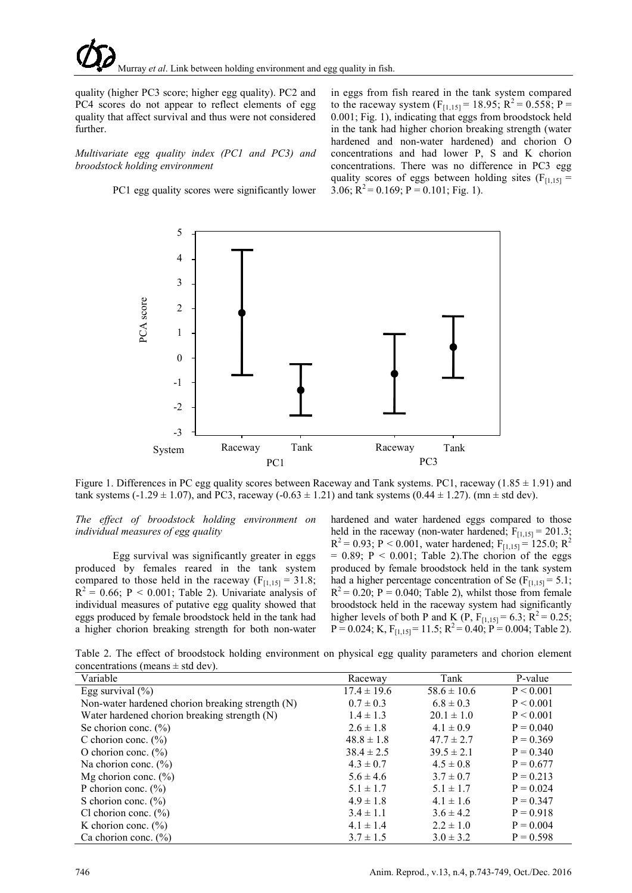quality (higher PC3 score; higher egg quality). PC2 and PC4 scores do not appear to reflect elements of egg quality that affect survival and thus were not considered further.

*Multivariate egg quality index (PC1 and PC3) and broodstock holding environment*

PC1 egg quality scores were significantly lower in eggs from fish reared in the tank system compared to the raceway system ($F_{[1,15]} = 18.95$; $R^2 = 0.558$; $P = 0.001$; Fig. 1), indicating that eggs from broodstock held in the tank had higher chorion breaking strength (water hardened and non-water hardened) and chorion O concentrations and had lower P, S and K chorion concentrations. There was no difference in PC3 egg quality scores of eggs between holding sites ($F_{[1,15]} = 3.06$; $R^2 = 0.169$; $P = 0.101$; Fig. 1).

Figure 1. Differences in PC egg quality scores between Raceway and Tank systems. PC1, raceway (1.85 ± 1.91) and tank systems (-1.29 ± 1.07), and PC3, raceway (-0.63 ± 1.21) and tank systems (0.44 ± 1.27). (mn ± std dev).

*The effect of broodstock holding environment on individual measures of egg quality*

Egg survival was significantly greater in eggs produced by females reared in the tank system compared to those held in the raceway ($F_{[1,15]} = 31.8$; $R^2 = 0.66$; $P < 0.001$; Table 2). Univariate analysis of individual measures of putative egg quality showed that eggs produced by female broodstock held in the tank had a higher chorion breaking strength for both non-water hardened and water hardened eggs compared to those held in the raceway (non-water hardened; $F_{[1,15]} = 201.3$; $R^2 = 0.93$; $P < 0.001$, water hardened; $F_{[1,15]} = 125.0$; $R^2 = 0.89$; $P < 0.001$; Table 2).The chorion of the eggs produced by female broodstock held in the tank system had a higher percentage concentration of Se ($F_{[1,15]} = 5.1$; $R^2 = 0.20$; $P = 0.040$; Table 2), whilst those from female broodstock held in the raceway system had significantly higher levels of both P and K (P, $F_{[1,15]} = 6.3$; $R^2 = 0.25$; $P = 0.024$; K, $F_{[1,15]} = 11.5$; $R^2 = 0.40$; $P = 0.004$; Table 2).

Table 2. The effect of broodstock holding environment on physical egg quality parameters and chorion element concentrations (means ± std dev).

| Variable | Raceway | Tank | P-value |
|---|---|---|---|
| Egg survival (%) | 17.4 ± 19.6 | 58.6 ± 10.6 | P < 0.001 |
| Non-water hardened chorion breaking strength (N) | 0.7 ± 0.3 | 6.8 ± 0.3 | P < 0.001 |
| Water hardened chorion breaking strength (N) | 1.4 ± 1.3 | 20.1 ± 1.0 | P < 0.001 |
| Se chorion conc. (%) | 2.6 ± 1.8 | 4.1 ± 0.9 | P = 0.040 |
| C chorion conc. (%) | 48.8 ± 1.8 | 47.7 ± 2.7 | P = 0.369 |
| O chorion conc. (%) | 38.4 ± 2.5 | 39.5 ± 2.1 | P = 0.340 |
| Na chorion conc. (%) | 4.3 ± 0.7 | 4.5 ± 0.8 | P = 0.677 |
| Mg chorion conc. (%) | 5.6 ± 4.6 | 3.7 ± 0.7 | P = 0.213 |
| P chorion conc. (%) | 5.1 ± 1.7 | 5.1 ± 1.7 | P = 0.024 |
| S chorion conc. (%) | 4.9 ± 1.8 | 4.1 ± 1.6 | P = 0.347 |
| Cl chorion conc. (%) | 3.4 ± 1.1 | 3.6 ± 4.2 | P = 0.918 |
| K chorion conc. (%) | 4.1 ± 1.4 | 2.2 ± 1.0 | P = 0.004 |
| Ca chorion conc. (%) | 3.7 ± 1.5 | 3.0 ± 3.2 | P = 0.598 |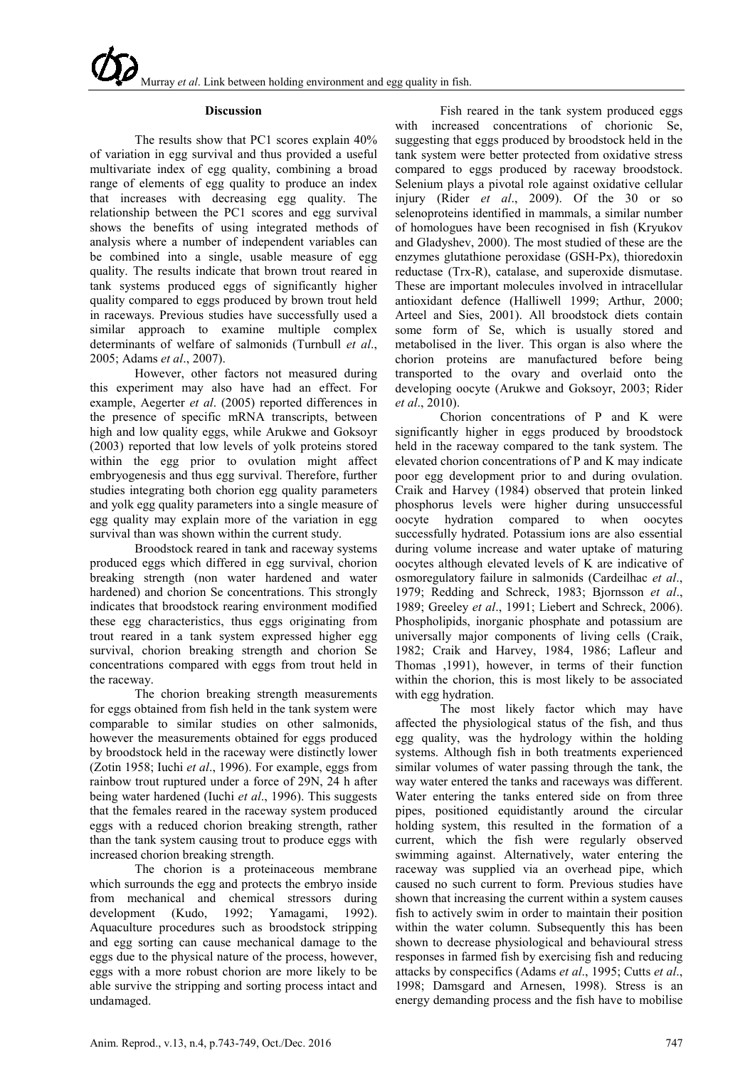## Discussion

The results show that PC1 scores explain 40% of variation in egg survival and thus provided a useful multivariate index of egg quality, combining a broad range of elements of egg quality to produce an index that increases with decreasing egg quality. The relationship between the PC1 scores and egg survival shows the benefits of using integrated methods of analysis where a number of independent variables can be combined into a single, usable measure of egg quality. The results indicate that brown trout reared in tank systems produced eggs of significantly higher quality compared to eggs produced by brown trout held in raceways. Previous studies have successfully used a similar approach to examine multiple complex determinants of welfare of salmonids (Turnbull *et al*., 2005; Adams *et al*., 2007).

However, other factors not measured during this experiment may also have had an effect. For example, Aegerter *et al*. (2005) reported differences in the presence of specific mRNA transcripts, between high and low quality eggs, while Arukwe and Goksoyr (2003) reported that low levels of yolk proteins stored within the egg prior to ovulation might affect embryogenesis and thus egg survival. Therefore, further studies integrating both chorion egg quality parameters and yolk egg quality parameters into a single measure of egg quality may explain more of the variation in egg survival than was shown within the current study.

Broodstock reared in tank and raceway systems produced eggs which differed in egg survival, chorion breaking strength (non water hardened and water hardened) and chorion Se concentrations. This strongly indicates that broodstock rearing environment modified these egg characteristics, thus eggs originating from trout reared in a tank system expressed higher egg survival, chorion breaking strength and chorion Se concentrations compared with eggs from trout held in the raceway.

The chorion breaking strength measurements for eggs obtained from fish held in the tank system were comparable to similar studies on other salmonids, however the measurements obtained for eggs produced by broodstock held in the raceway were distinctly lower (Zotin 1958; Iuchi *et al*., 1996). For example, eggs from rainbow trout ruptured under a force of 29N, 24 h after being water hardened (Iuchi *et al*., 1996). This suggests that the females reared in the raceway system produced eggs with a reduced chorion breaking strength, rather than the tank system causing trout to produce eggs with increased chorion breaking strength.

The chorion is a proteinaceous membrane which surrounds the egg and protects the embryo inside from mechanical and chemical stressors during development (Kudo, 1992; Yamagami, 1992). Aquaculture procedures such as broodstock stripping and egg sorting can cause mechanical damage to the eggs due to the physical nature of the process, however, eggs with a more robust chorion are more likely to be able survive the stripping and sorting process intact and undamaged.

Fish reared in the tank system produced eggs with increased concentrations of chorionic Se, suggesting that eggs produced by broodstock held in the tank system were better protected from oxidative stress compared to eggs produced by raceway broodstock. Selenium plays a pivotal role against oxidative cellular injury (Rider *et al*., 2009). Of the 30 or so selenoproteins identified in mammals, a similar number of homologues have been recognised in fish (Kryukov and Gladyshev, 2000). The most studied of these are the enzymes glutathione peroxidase (GSH-Px), thioredoxin reductase (Trx-R), catalase, and superoxide dismutase. These are important molecules involved in intracellular antioxidant defence (Halliwell 1999; Arthur, 2000; Arteel and Sies, 2001). All broodstock diets contain some form of Se, which is usually stored and metabolised in the liver. This organ is also where the chorion proteins are manufactured before being transported to the ovary and overlaid onto the developing oocyte (Arukwe and Goksoyr, 2003; Rider *et al*., 2010).

Chorion concentrations of P and K were significantly higher in eggs produced by broodstock held in the raceway compared to the tank system. The elevated chorion concentrations of P and K may indicate poor egg development prior to and during ovulation. Craik and Harvey (1984) observed that protein linked phosphorus levels were higher during unsuccessful oocyte hydration compared to when oocytes successfully hydrated. Potassium ions are also essential during volume increase and water uptake of maturing oocytes although elevated levels of K are indicative of osmoregulatory failure in salmonids (Cardeilhac *et al*., 1979; Redding and Schreck, 1983; Bjornsson *et al*., 1989; Greeley *et al*., 1991; Liebert and Schreck, 2006). Phospholipids, inorganic phosphate and potassium are universally major components of living cells (Craik, 1982; Craik and Harvey, 1984, 1986; Lafleur and Thomas ,1991), however, in terms of their function within the chorion, this is most likely to be associated with egg hydration.

The most likely factor which may have affected the physiological status of the fish, and thus egg quality, was the hydrology within the holding systems. Although fish in both treatments experienced similar volumes of water passing through the tank, the way water entered the tanks and raceways was different. Water entering the tanks entered side on from three pipes, positioned equidistantly around the circular holding system, this resulted in the formation of a current, which the fish were regularly observed swimming against. Alternatively, water entering the raceway was supplied via an overhead pipe, which caused no such current to form. Previous studies have shown that increasing the current within a system causes fish to actively swim in order to maintain their position within the water column. Subsequently this has been shown to decrease physiological and behavioural stress responses in farmed fish by exercising fish and reducing attacks by conspecifics (Adams *et al*., 1995; Cutts *et al*., 1998; Damsgard and Arnesen, 1998). Stress is an energy demanding process and the fish have to mobilise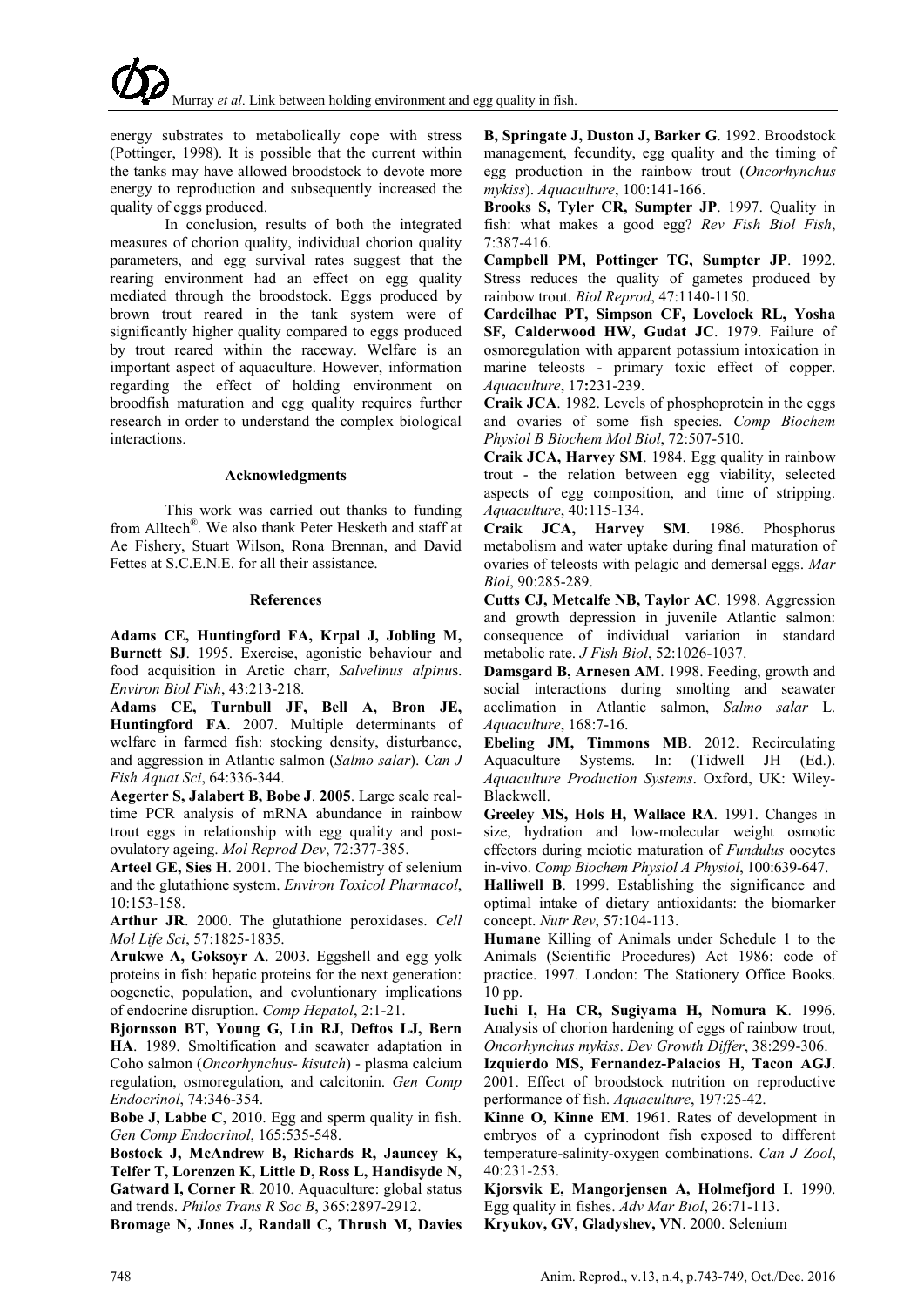energy substrates to metabolically cope with stress (Pottinger, 1998). It is possible that the current within the tanks may have allowed broodstock to devote more energy to reproduction and subsequently increased the quality of eggs produced.

In conclusion, results of both the integrated measures of chorion quality, individual chorion quality parameters, and egg survival rates suggest that the rearing environment had an effect on egg quality mediated through the broodstock. Eggs produced by brown trout reared in the tank system were of significantly higher quality compared to eggs produced by trout reared within the raceway. Welfare is an important aspect of aquaculture. However, information regarding the effect of holding environment on broodfish maturation and egg quality requires further research in order to understand the complex biological interactions.

#### Acknowledgments

This work was carried out thanks to funding from Alltech®. We also thank Peter Hesketh and staff at Ae Fishery, Stuart Wilson, Rona Brennan, and David Fettes at S.C.E.N.E. for all their assistance.

#### References

**Adams CE, Huntingford FA, Krpal J, Jobling M, Burnett SJ**. 1995. Exercise, agonistic behaviour and food acquisition in Arctic charr, *Salvelinus alpinus*. *Environ Biol Fish*, 43:213-218.

**Adams CE, Turnbull JF, Bell A, Bron JE, Huntingford FA**. 2007. Multiple determinants of welfare in farmed fish: stocking density, disturbance, and aggression in Atlantic salmon (*Salmo salar*). *Can J Fish Aquat Sci*, 64:336-344.

**Aegerter S, Jalabert B, Bobe J**. **2005**. Large scale real-time PCR analysis of mRNA abundance in rainbow trout eggs in relationship with egg quality and post-ovulatory ageing. *Mol Reprod Dev*, 72:377-385.

**Arteel GE, Sies H**. 2001. The biochemistry of selenium and the glutathione system. *Environ Toxicol Pharmacol*, 10:153-158.

**Arthur JR**. 2000. The glutathione peroxidases. *Cell Mol Life Sci*, 57:1825-1835.

**Arukwe A, Goksoyr A**. 2003. Eggshell and egg yolk proteins in fish: hepatic proteins for the next generation: oogenetic, population, and evoluntionary implications of endocrine disruption. *Comp Hepatol*, 2:1-21.

**Bjornsson BT, Young G, Lin RJ, Deftos LJ, Bern HA**. 1989. Smoltification and seawater adaptation in Coho salmon (*Oncorhynchus- kisutch*) - plasma calcium regulation, osmoregulation, and calcitonin. *Gen Comp Endocrinol*, 74:346-354.

**Bobe J, Labbe C**, 2010. Egg and sperm quality in fish. *Gen Comp Endocrinol*, 165:535-548.

**Bostock J, McAndrew B, Richards R, Jauncey K, Telfer T, Lorenzen K, Little D, Ross L, Handisyde N, Gatward I, Corner R**. 2010. Aquaculture: global status and trends. *Philos Trans R Soc B*, 365:2897-2912.

**Bromage N, Jones J, Randall C, Thrush M, Davies B, Springate J, Duston J, Barker G**. 1992. Broodstock management, fecundity, egg quality and the timing of egg production in the rainbow trout (*Oncorhynchus mykiss*). *Aquaculture*, 100:141-166.

**Brooks S, Tyler CR, Sumpter JP**. 1997. Quality in fish: what makes a good egg? *Rev Fish Biol Fish*, 7:387-416.

**Campbell PM, Pottinger TG, Sumpter JP**. 1992. Stress reduces the quality of gametes produced by rainbow trout. *Biol Reprod*, 47:1140-1150.

**Cardeilhac PT, Simpson CF, Lovelock RL, Yosha SF, Calderwood HW, Gudat JC**. 1979. Failure of osmoregulation with apparent potassium intoxication in marine teleosts - primary toxic effect of copper. *Aquaculture*, 17**:**231-239.

**Craik JCA**. 1982. Levels of phosphoprotein in the eggs and ovaries of some fish species. *Comp Biochem Physiol B Biochem Mol Biol*, 72:507-510.

**Craik JCA, Harvey SM**. 1984. Egg quality in rainbow trout - the relation between egg viability, selected aspects of egg composition, and time of stripping. *Aquaculture*, 40:115-134.

**Craik JCA, Harvey SM**. 1986. Phosphorus metabolism and water uptake during final maturation of ovaries of teleosts with pelagic and demersal eggs. *Mar Biol*, 90:285-289.

**Cutts CJ, Metcalfe NB, Taylor AC**. 1998. Aggression and growth depression in juvenile Atlantic salmon: consequence of individual variation in standard metabolic rate. *J Fish Biol*, 52:1026-1037.

**Damsgard B, Arnesen AM**. 1998. Feeding, growth and social interactions during smolting and seawater acclimation in Atlantic salmon, *Salmo salar* L. *Aquaculture*, 168:7-16.

**Ebeling JM, Timmons MB**. 2012. Recirculating Aquaculture Systems. In: (Tidwell JH (Ed.). *Aquaculture Production Systems*. Oxford, UK: Wiley-Blackwell.

**Greeley MS, Hols H, Wallace RA**. 1991. Changes in size, hydration and low-molecular weight osmotic effectors during meiotic maturation of *Fundulus* oocytes in-vivo. *Comp Biochem Physiol A Physiol*, 100:639-647.

**Halliwell B**. 1999. Establishing the significance and optimal intake of dietary antioxidants: the biomarker concept. *Nutr Rev*, 57:104-113.

**Humane** Killing of Animals under Schedule 1 to the Animals (Scientific Procedures) Act 1986: code of practice. 1997. London: The Stationery Office Books. 10 pp.

**Iuchi I, Ha CR, Sugiyama H, Nomura K**. 1996. Analysis of chorion hardening of eggs of rainbow trout, *Oncorhynchus mykiss*. *Dev Growth Differ*, 38:299-306.

**Izquierdo MS, Fernandez-Palacios H, Tacon AGJ**. 2001. Effect of broodstock nutrition on reproductive performance of fish. *Aquaculture*, 197:25-42.

**Kinne O, Kinne EM**. 1961. Rates of development in embryos of a cyprinodont fish exposed to different temperature-salinity-oxygen combinations. *Can J Zool*, 40:231-253.

**Kjorsvik E, Mangorjensen A, Holmefjord I**. 1990. Egg quality in fishes. *Adv Mar Biol*, 26:71-113.

**Kryukov, GV, Gladyshev, VN**. 2000. Selenium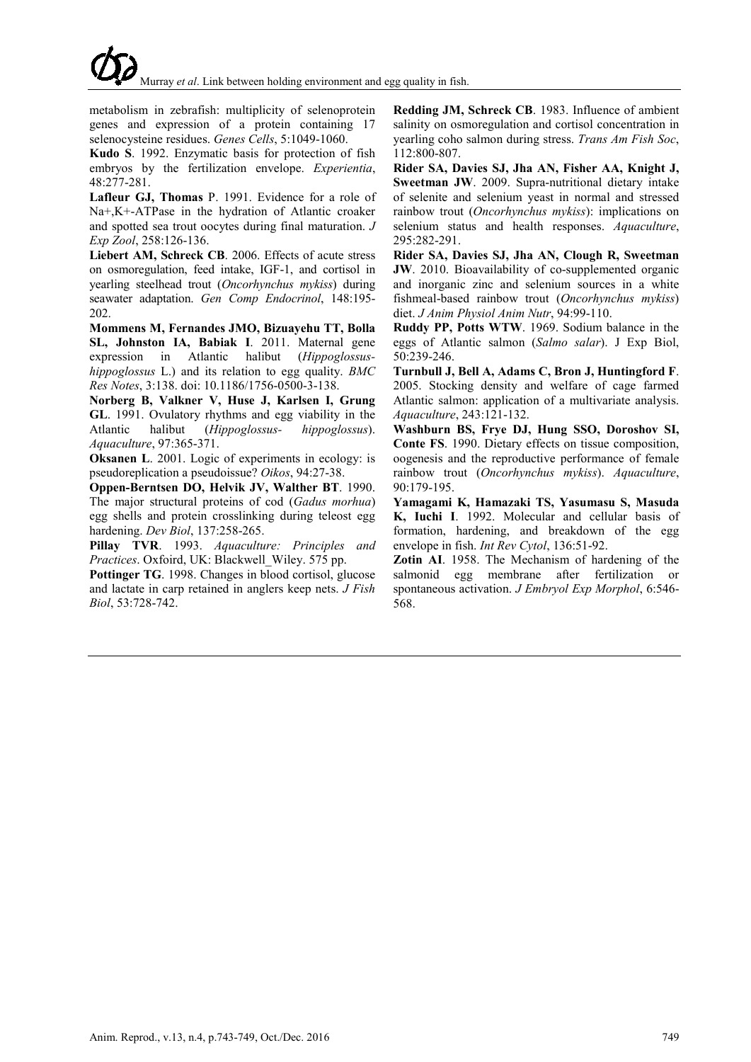metabolism in zebrafish: multiplicity of selenoprotein genes and expression of a protein containing 17 selenocysteine residues. *Genes Cells*, 5:1049-1060.

**Kudo S**. 1992. Enzymatic basis for protection of fish embryos by the fertilization envelope. *Experientia*, 48:277-281.

**Lafleur GJ, Thomas** P. 1991. Evidence for a role of Na+,K+-ATPase in the hydration of Atlantic croaker and spotted sea trout oocytes during final maturation. *J Exp Zool*, 258:126-136.

**Liebert AM, Schreck CB**. 2006. Effects of acute stress on osmoregulation, feed intake, IGF-1, and cortisol in yearling steelhead trout (*Oncorhynchus mykiss*) during seawater adaptation. *Gen Comp Endocrinol*, 148:195-202.

**Mommens M, Fernandes JMO, Bizuayehu TT, Bolla SL, Johnston IA, Babiak I**. 2011. Maternal gene expression in Atlantic halibut (*Hippoglossus-hippoglossus* L.) and its relation to egg quality. *BMC Res Notes*, 3:138. doi: 10.1186/1756-0500-3-138.

**Norberg B, Valkner V, Huse J, Karlsen I, Grung GL**. 1991. Ovulatory rhythms and egg viability in the Atlantic halibut (*Hippoglossus- hippoglossus*). *Aquaculture*, 97:365-371.

**Oksanen L**. 2001. Logic of experiments in ecology: is pseudoreplication a pseudoissue? *Oikos*, 94:27-38.

**Oppen-Berntsen DO, Helvik JV, Walther BT**. 1990. The major structural proteins of cod (*Gadus morhua*) egg shells and protein crosslinking during teleost egg hardening. *Dev Biol*, 137:258-265.

**Pillay TVR**. 1993. *Aquaculture: Principles and Practices*. Oxfoird, UK: Blackwell_Wiley. 575 pp.

**Pottinger TG**. 1998. Changes in blood cortisol, glucose and lactate in carp retained in anglers keep nets. *J Fish Biol*, 53:728-742.

**Redding JM, Schreck CB**. 1983. Influence of ambient salinity on osmoregulation and cortisol concentration in yearling coho salmon during stress. *Trans Am Fish Soc*, 112:800-807.

**Rider SA, Davies SJ, Jha AN, Fisher AA, Knight J, Sweetman JW**. 2009. Supra-nutritional dietary intake of selenite and selenium yeast in normal and stressed rainbow trout (*Oncorhynchus mykiss*): implications on selenium status and health responses. *Aquaculture*, 295:282-291.

**Rider SA, Davies SJ, Jha AN, Clough R, Sweetman JW**. 2010. Bioavailability of co-supplemented organic and inorganic zinc and selenium sources in a white fishmeal-based rainbow trout (*Oncorhynchus mykiss*) diet. *J Anim Physiol Anim Nutr*, 94:99-110.

**Ruddy PP, Potts WTW**. 1969. Sodium balance in the eggs of Atlantic salmon (*Salmo salar*). J Exp Biol, 50:239-246.

**Turnbull J, Bell A, Adams C, Bron J, Huntingford F**. 2005. Stocking density and welfare of cage farmed Atlantic salmon: application of a multivariate analysis. *Aquaculture*, 243:121-132.

**Washburn BS, Frye DJ, Hung SSO, Doroshov SI, Conte FS**. 1990. Dietary effects on tissue composition, oogenesis and the reproductive performance of female rainbow trout (*Oncorhynchus mykiss*). *Aquaculture*, 90:179-195.

**Yamagami K, Hamazaki TS, Yasumasu S, Masuda K, Iuchi I**. 1992. Molecular and cellular basis of formation, hardening, and breakdown of the egg envelope in fish. *Int Rev Cytol*, 136:51-92.

**Zotin AI**. 1958. The Mechanism of hardening of the salmonid egg membrane after fertilization or spontaneous activation. *J Embryol Exp Morphol*, 6:546-568.